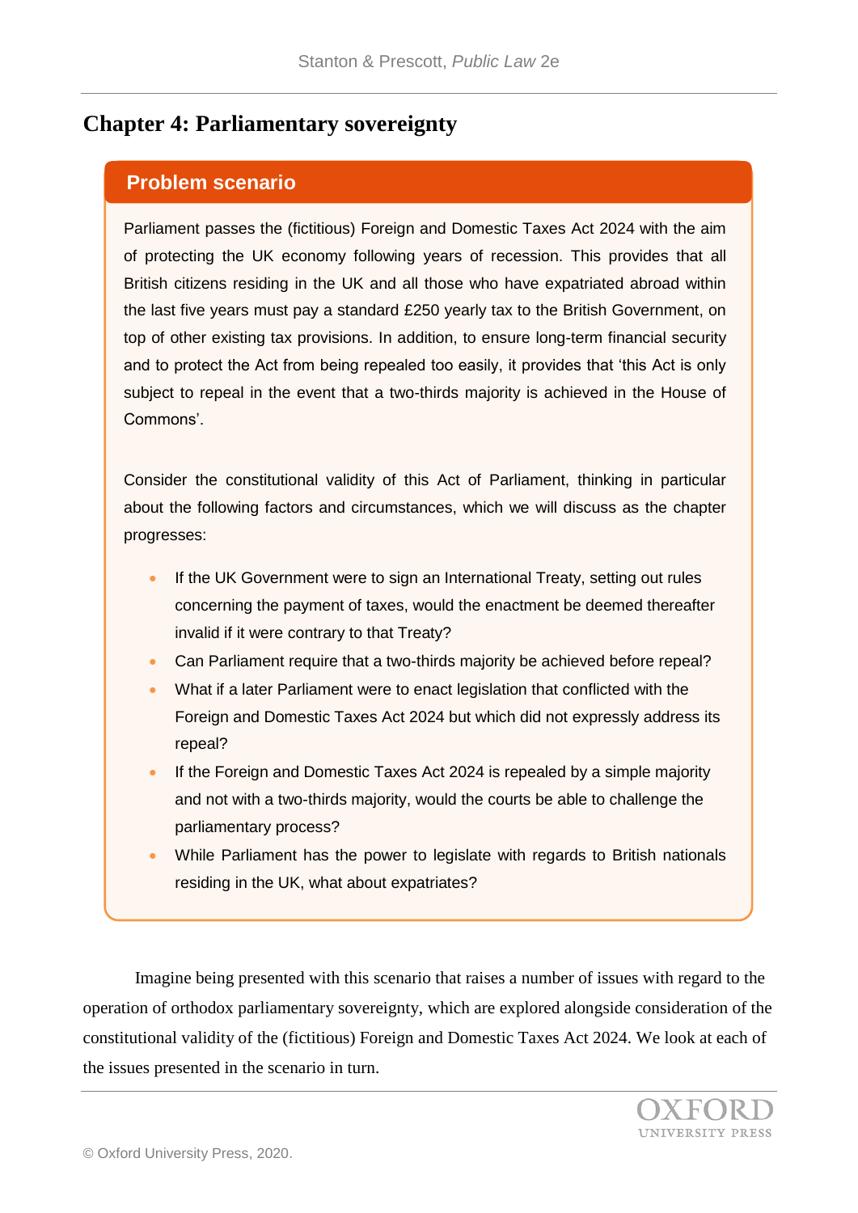# Chapter 4: Parliamentary sovereignty

## Problem scenario

Parliament passes the (fictitious) Foreign and Domestic Taxes Act 2024 with the aim of protecting the UK economy following years of recession. This provides that all British citizens residing in the UK and all those who have expatriated abroad within the last five years must pay a standard £250 yearly tax to the British Government, on top of other existing tax provisions. In addition, to ensure long-term financial security and to protect the Act from being repealed too easily, it provides that 'this Act is only subject to repeal in the event that a two-thirds majority is achieved in the House of Commons'.

Consider the constitutional validity of this Act of Parliament, thinking in particular about the following factors and circumstances, which we will discuss as the chapter progresses:

- If the UK Government were to sign an International Treaty, setting out rules concerning the payment of taxes, would the enactment be deemed thereafter invalid if it were contrary to that Treaty?
- Can Parliament require that a two-thirds majority be achieved before repeal?
- What if a later Parliament were to enact legislation that conflicted with the Foreign and Domestic Taxes Act 2024 but which did not expressly address its repeal?
- If the Foreign and Domestic Taxes Act 2024 is repealed by a simple majority and not with a two-thirds majority, would the courts be able to challenge the parliamentary process?
- While Parliament has the power to legislate with regards to British nationals residing in the UK, what about expatriates?

Imagine being presented with this scenario that raises a number of issues with regard to the operation of orthodox parliamentary sovereignty, which are explored alongside consideration of the constitutional validity of the (fictitious) Foreign and Domestic Taxes Act 2024. We look at each of the issues presented in the scenario in turn.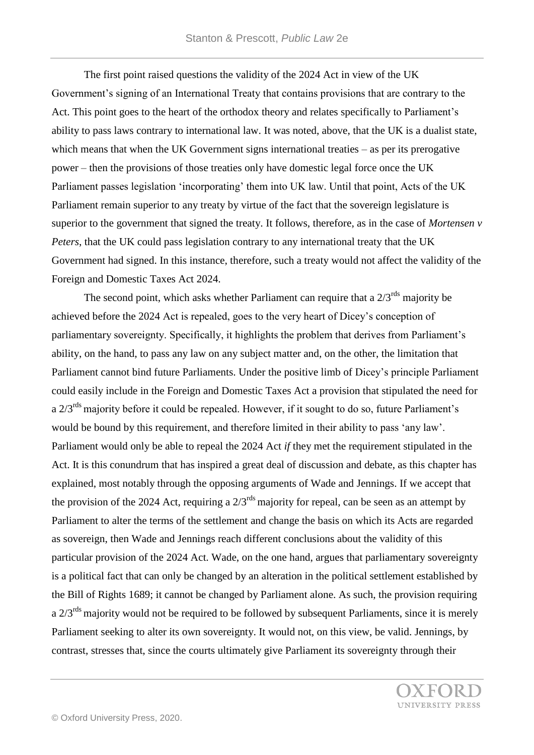The first point raised questions the validity of the 2024 Act in view of the UK Government's signing of an International Treaty that contains provisions that are contrary to the Act. This point goes to the heart of the orthodox theory and relates specifically to Parliament's ability to pass laws contrary to international law. It was noted, above, that the UK is a dualist state, which means that when the UK Government signs international treaties – as per its prerogative power – then the provisions of those treaties only have domestic legal force once the UK Parliament passes legislation 'incorporating' them into UK law. Until that point, Acts of the UK Parliament remain superior to any treaty by virtue of the fact that the sovereign legislature is superior to the government that signed the treaty. It follows, therefore, as in the case of *Mortensen v Peters*, that the UK could pass legislation contrary to any international treaty that the UK Government had signed. In this instance, therefore, such a treaty would not affect the validity of the Foreign and Domestic Taxes Act 2024.

The second point, which asks whether Parliament can require that a 2/3rds majority be achieved before the 2024 Act is repealed, goes to the very heart of Dicey's conception of parliamentary sovereignty. Specifically, it highlights the problem that derives from Parliament's ability, on the hand, to pass any law on any subject matter and, on the other, the limitation that Parliament cannot bind future Parliaments. Under the positive limb of Dicey's principle Parliament could easily include in the Foreign and Domestic Taxes Act a provision that stipulated the need for a 2/3rds majority before it could be repealed. However, if it sought to do so, future Parliament's would be bound by this requirement, and therefore limited in their ability to pass 'any law'. Parliament would only be able to repeal the 2024 Act *if* they met the requirement stipulated in the Act. It is this conundrum that has inspired a great deal of discussion and debate, as this chapter has explained, most notably through the opposing arguments of Wade and Jennings. If we accept that the provision of the 2024 Act, requiring a 2/3rds majority for repeal, can be seen as an attempt by Parliament to alter the terms of the settlement and change the basis on which its Acts are regarded as sovereign, then Wade and Jennings reach different conclusions about the validity of this particular provision of the 2024 Act. Wade, on the one hand, argues that parliamentary sovereignty is a political fact that can only be changed by an alteration in the political settlement established by the Bill of Rights 1689; it cannot be changed by Parliament alone. As such, the provision requiring a 2/3rds majority would not be required to be followed by subsequent Parliaments, since it is merely Parliament seeking to alter its own sovereignty. It would not, on this view, be valid. Jennings, by contrast, stresses that, since the courts ultimately give Parliament its sovereignty through their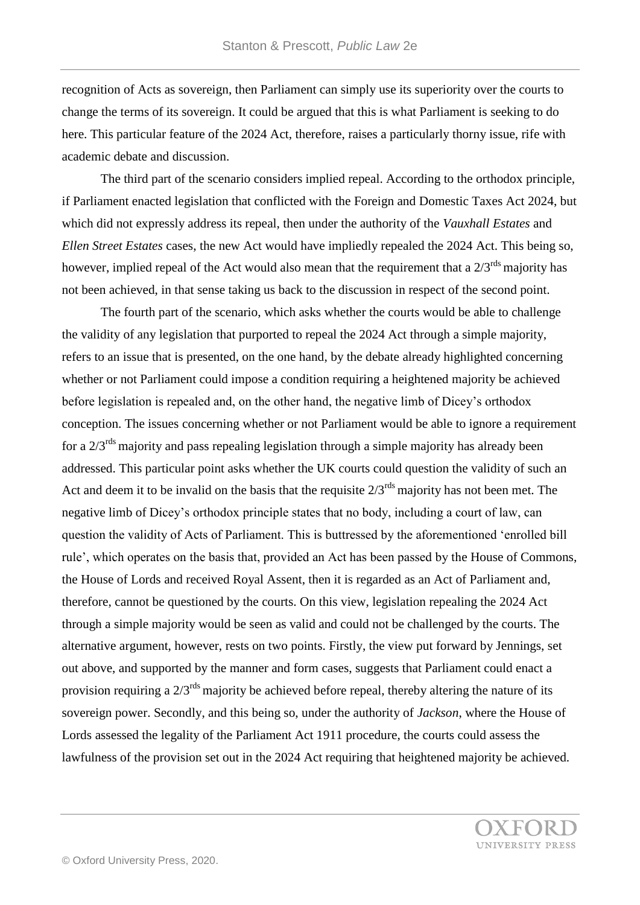recognition of Acts as sovereign, then Parliament can simply use its superiority over the courts to change the terms of its sovereign. It could be argued that this is what Parliament is seeking to do here. This particular feature of the 2024 Act, therefore, raises a particularly thorny issue, rife with academic debate and discussion.

The third part of the scenario considers implied repeal. According to the orthodox principle, if Parliament enacted legislation that conflicted with the Foreign and Domestic Taxes Act 2024, but which did not expressly address its repeal, then under the authority of the *Vauxhall Estates* and *Ellen Street Estates* cases, the new Act would have impliedly repealed the 2024 Act. This being so, however, implied repeal of the Act would also mean that the requirement that a $2/3^{rds}$ majority has not been achieved, in that sense taking us back to the discussion in respect of the second point.

The fourth part of the scenario, which asks whether the courts would be able to challenge the validity of any legislation that purported to repeal the 2024 Act through a simple majority, refers to an issue that is presented, on the one hand, by the debate already highlighted concerning whether or not Parliament could impose a condition requiring a heightened majority be achieved before legislation is repealed and, on the other hand, the negative limb of Dicey's orthodox conception. The issues concerning whether or not Parliament would be able to ignore a requirement for a $2/3^{rds}$ majority and pass repealing legislation through a simple majority has already been addressed. This particular point asks whether the UK courts could question the validity of such an Act and deem it to be invalid on the basis that the requisite $2/3^{rds}$ majority has not been met. The negative limb of Dicey's orthodox principle states that no body, including a court of law, can question the validity of Acts of Parliament. This is buttressed by the aforementioned 'enrolled bill rule', which operates on the basis that, provided an Act has been passed by the House of Commons, the House of Lords and received Royal Assent, then it is regarded as an Act of Parliament and, therefore, cannot be questioned by the courts. On this view, legislation repealing the 2024 Act through a simple majority would be seen as valid and could not be challenged by the courts. The alternative argument, however, rests on two points. Firstly, the view put forward by Jennings, set out above, and supported by the manner and form cases, suggests that Parliament could enact a provision requiring a $2/3^{rds}$ majority be achieved before repeal, thereby altering the nature of its sovereign power. Secondly, and this being so, under the authority of *Jackson*, where the House of Lords assessed the legality of the Parliament Act 1911 procedure, the courts could assess the lawfulness of the provision set out in the 2024 Act requiring that heightened majority be achieved.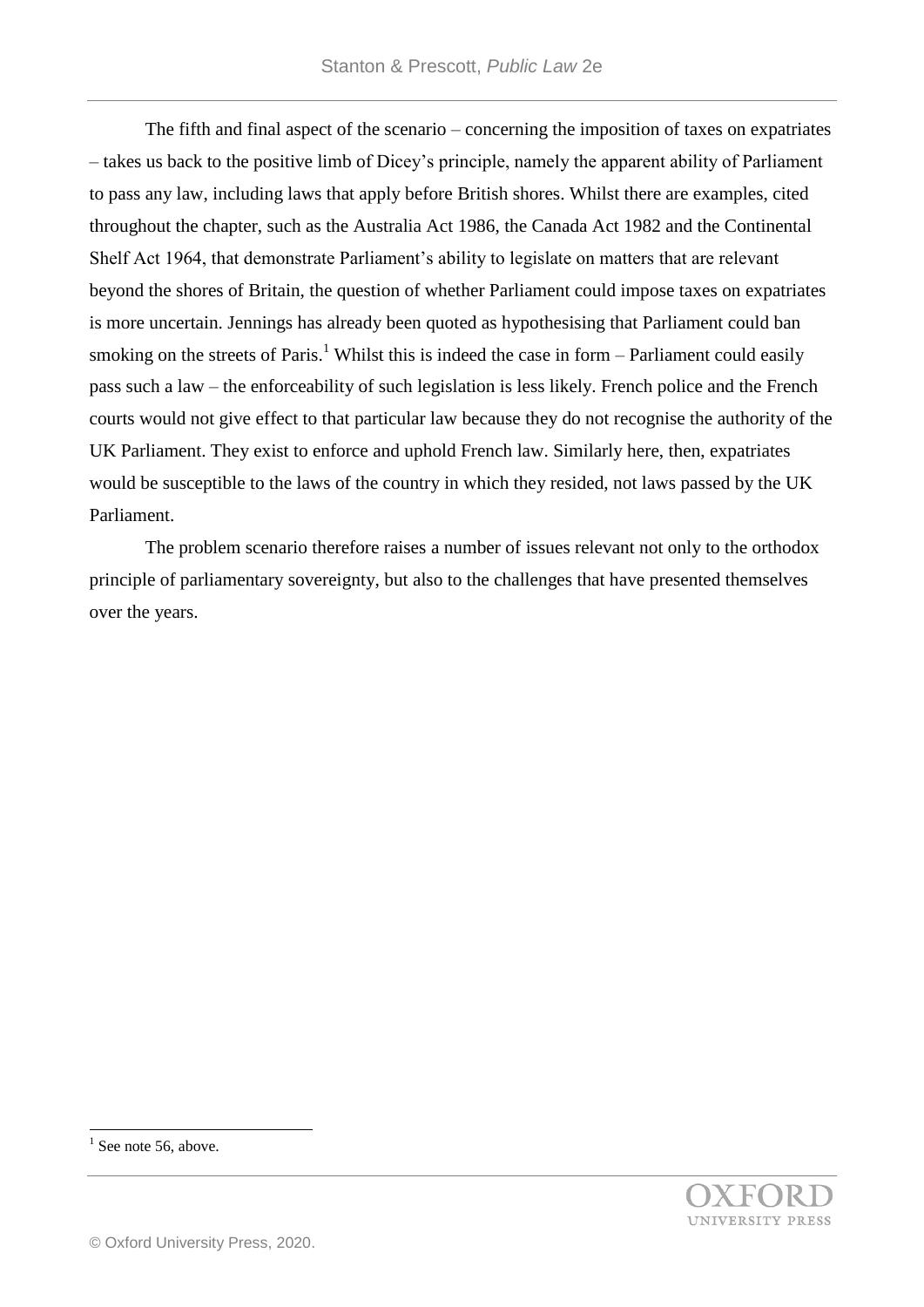The fifth and final aspect of the scenario – concerning the imposition of taxes on expatriates – takes us back to the positive limb of Dicey's principle, namely the apparent ability of Parliament to pass any law, including laws that apply before British shores. Whilst there are examples, cited throughout the chapter, such as the Australia Act 1986, the Canada Act 1982 and the Continental Shelf Act 1964, that demonstrate Parliament's ability to legislate on matters that are relevant beyond the shores of Britain, the question of whether Parliament could impose taxes on expatriates is more uncertain. Jennings has already been quoted as hypothesising that Parliament could ban smoking on the streets of Paris.[1] Whilst this is indeed the case in form – Parliament could easily pass such a law – the enforceability of such legislation is less likely. French police and the French courts would not give effect to that particular law because they do not recognise the authority of the UK Parliament. They exist to enforce and uphold French law. Similarly here, then, expatriates would be susceptible to the laws of the country in which they resided, not laws passed by the UK Parliament.

The problem scenario therefore raises a number of issues relevant not only to the orthodox principle of parliamentary sovereignty, but also to the challenges that have presented themselves over the years.

[1] See note 56, above.